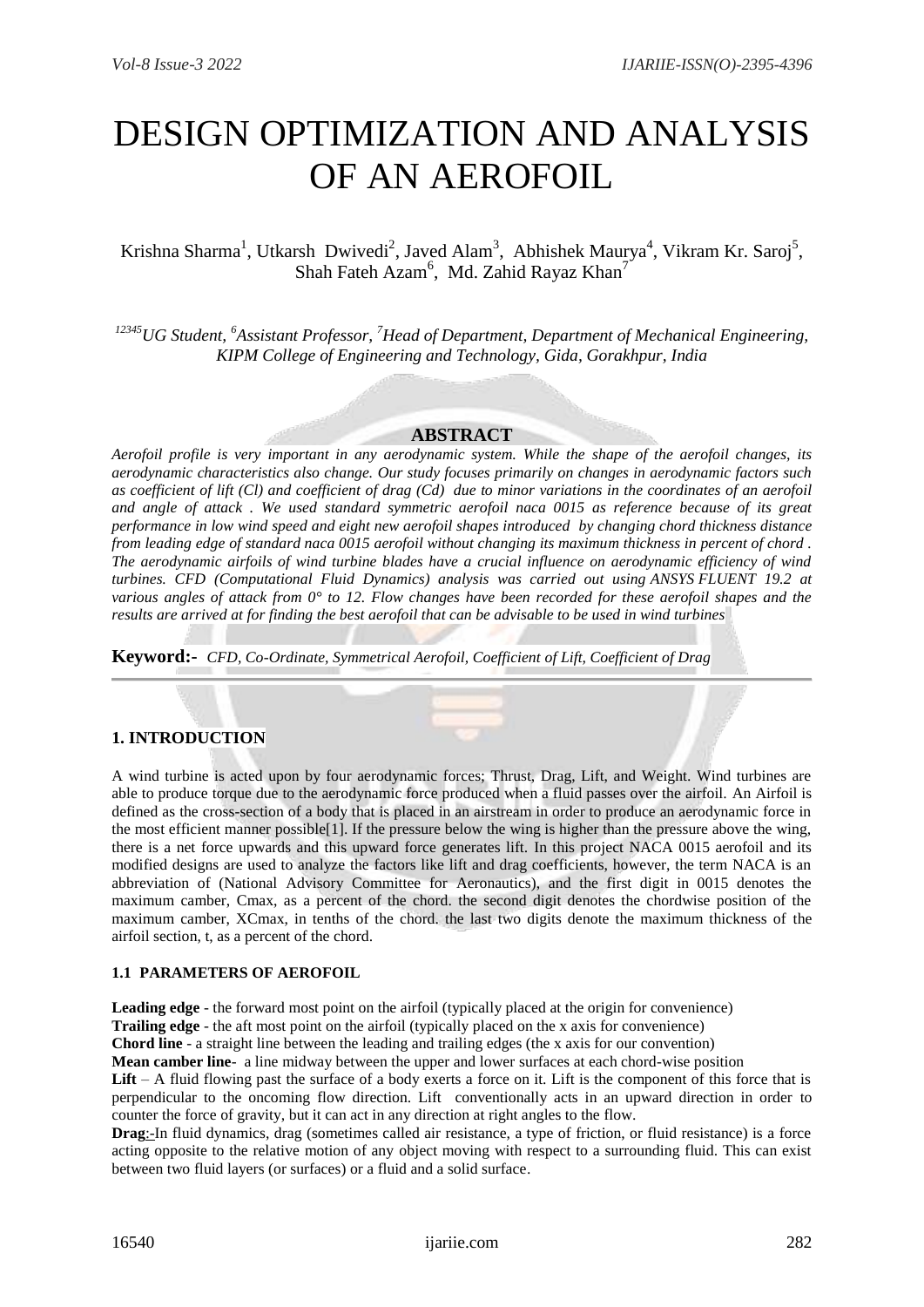# DESIGN OPTIMIZATION AND ANALYSIS OF AN AEROFOIL

Krishna Sharma[1], Utkarsh Dwivedi[2], Javed Alam[3], Abhishek Maurya[4], Vikram Kr. Saroj[5], Shah Fateh Azam[6], Md. Zahid Rayaz Khan[7]

*[12345]UG Student, [6]Assistant Professor, [7]Head of Department, Department of Mechanical Engineering, KIPM College of Engineering and Technology, Gida, Gorakhpur, India*

## ABSTRACT

*Aerofoil profile is very important in any aerodynamic system. While the shape of the aerofoil changes, its aerodynamic characteristics also change. Our study focuses primarily on changes in aerodynamic factors such as coefficient of lift (Cl) and coefficient of drag (Cd) due to minor variations in the coordinates of an aerofoil and angle of attack . We used standard symmetric aerofoil naca 0015 as reference because of its great performance in low wind speed and eight new aerofoil shapes introduced by changing chord thickness distance from leading edge of standard naca 0015 aerofoil without changing its maximum thickness in percent of chord . The aerodynamic airfoils of wind turbine blades have a crucial influence on aerodynamic efficiency of wind turbines. CFD (Computational Fluid Dynamics) analysis was carried out using ANSYS FLUENT 19.2 at various angles of attack from 0° to 12. Flow changes have been recorded for these aerofoil shapes and the results are arrived at for finding the best aerofoil that can be advisable to be used in wind turbines*

**Keyword:-** *CFD, Co-Ordinate, Symmetrical Aerofoil, Coefficient of Lift, Coefficient of Drag*

## 1. INTRODUCTION

A wind turbine is acted upon by four aerodynamic forces; Thrust, Drag, Lift, and Weight. Wind turbines are able to produce torque due to the aerodynamic force produced when a fluid passes over the airfoil. An Airfoil is defined as the cross-section of a body that is placed in an airstream in order to produce an aerodynamic force in the most efficient manner possible[1]. If the pressure below the wing is higher than the pressure above the wing, there is a net force upwards and this upward force generates lift. In this project NACA 0015 aerofoil and its modified designs are used to analyze the factors like lift and drag coefficients, however, the term NACA is an abbreviation of (National Advisory Committee for Aeronautics), and the first digit in 0015 denotes the maximum camber, Cmax, as a percent of the chord. the second digit denotes the chordwise position of the maximum camber, XCmax, in tenths of the chord. the last two digits denote the maximum thickness of the airfoil section, t, as a percent of the chord.

### 1.1 PARAMETERS OF AEROFOIL

**Leading edge** - the forward most point on the airfoil (typically placed at the origin for convenience)

**Trailing edge** - the aft most point on the airfoil (typically placed on the x axis for convenience)

**Chord line** - a straight line between the leading and trailing edges (the x axis for our convention)

**Mean camber line**- a line midway between the upper and lower surfaces at each chord-wise position

**Lift** – A fluid flowing past the surface of a body exerts a force on it. Lift is the component of this force that is perpendicular to the oncoming flow direction. Lift conventionally acts in an upward direction in order to counter the force of gravity, but it can act in any direction at right angles to the flow.

**Drag**:-In fluid dynamics, drag (sometimes called air resistance, a type of friction, or fluid resistance) is a force acting opposite to the relative motion of any object moving with respect to a surrounding fluid. This can exist between two fluid layers (or surfaces) or a fluid and a solid surface.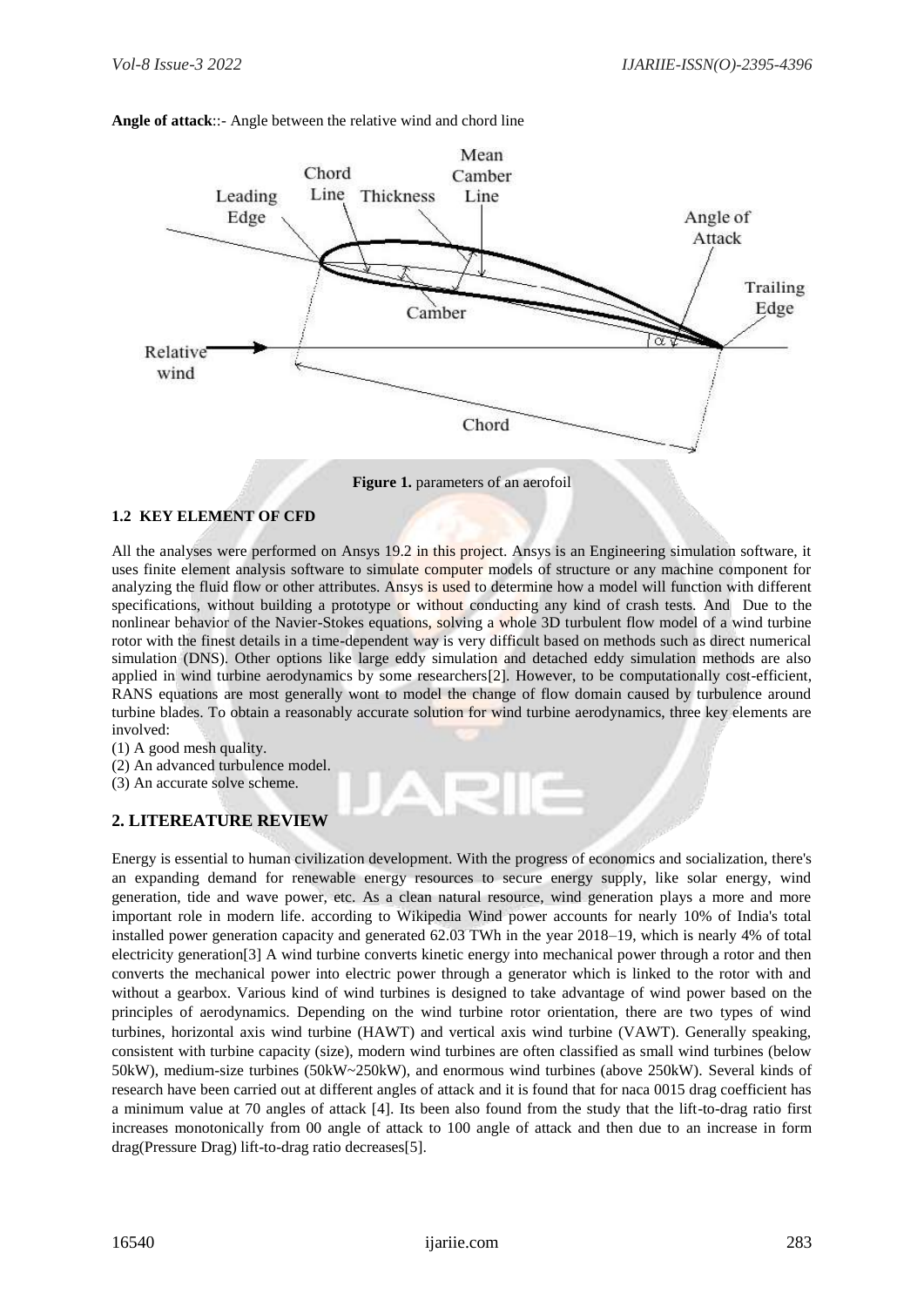**Angle of attack**::- Angle between the relative wind and chord line

**Figure 1.** parameters of an aerofoil

### 1.2 KEY ELEMENT OF CFD

All the analyses were performed on Ansys 19.2 in this project. Ansys is an Engineering simulation software, it uses finite element analysis software to simulate computer models of structure or any machine component for analyzing the fluid flow or other attributes. Ansys is used to determine how a model will function with different specifications, without building a prototype or without conducting any kind of crash tests. And Due to the nonlinear behavior of the Navier-Stokes equations, solving a whole 3D turbulent flow model of a wind turbine rotor with the finest details in a time-dependent way is very difficult based on methods such as direct numerical simulation (DNS). Other options like large eddy simulation and detached eddy simulation methods are also applied in wind turbine aerodynamics by some researchers[2]. However, to be computationally cost-efficient, RANS equations are most generally wont to model the change of flow domain caused by turbulence around turbine blades. To obtain a reasonably accurate solution for wind turbine aerodynamics, three key elements are involved:

(1) A good mesh quality.
(2) An advanced turbulence model.
(3) An accurate solve scheme.

## 2. LITEREATURE REVIEW

Energy is essential to human civilization development. With the progress of economics and socialization, there's an expanding demand for renewable energy resources to secure energy supply, like solar energy, wind generation, tide and wave power, etc. As a clean natural resource, wind generation plays a more and more important role in modern life. according to Wikipedia Wind power accounts for nearly 10% of India's total installed power generation capacity and generated 62.03 TWh in the year 2018–19, which is nearly 4% of total electricity generation[3] A wind turbine converts kinetic energy into mechanical power through a rotor and then converts the mechanical power into electric power through a generator which is linked to the rotor with and without a gearbox. Various kind of wind turbines is designed to take advantage of wind power based on the principles of aerodynamics. Depending on the wind turbine rotor orientation, there are two types of wind turbines, horizontal axis wind turbine (HAWT) and vertical axis wind turbine (VAWT). Generally speaking, consistent with turbine capacity (size), modern wind turbines are often classified as small wind turbines (below 50kW), medium-size turbines (50kW~250kW), and enormous wind turbines (above 250kW). Several kinds of research have been carried out at different angles of attack and it is found that for naca 0015 drag coefficient has a minimum value at 70 angles of attack [4]. Its been also found from the study that the lift-to-drag ratio first increases monotonically from 00 angle of attack to 100 angle of attack and then due to an increase in form drag(Pressure Drag) lift-to-drag ratio decreases[5].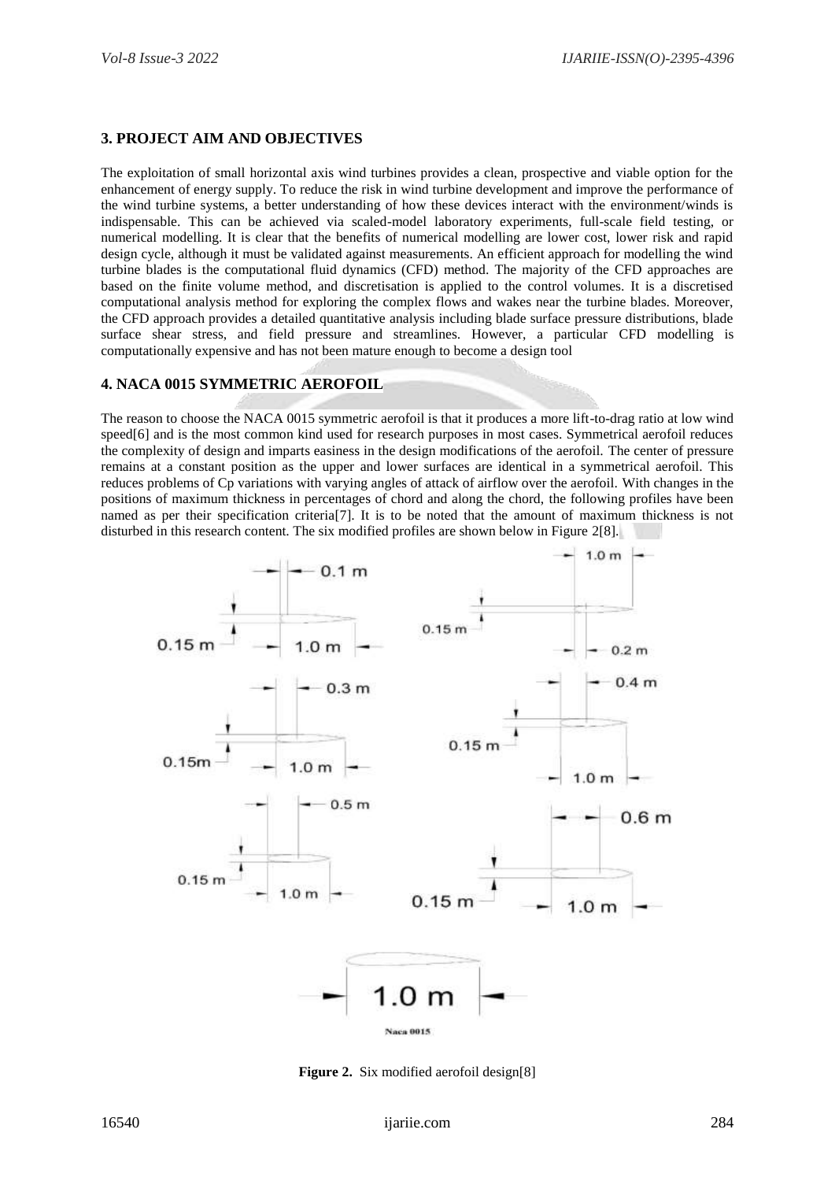## 3. PROJECT AIM AND OBJECTIVES

The exploitation of small horizontal axis wind turbines provides a clean, prospective and viable option for the enhancement of energy supply. To reduce the risk in wind turbine development and improve the performance of the wind turbine systems, a better understanding of how these devices interact with the environment/winds is indispensable. This can be achieved via scaled-model laboratory experiments, full-scale field testing, or numerical modelling. It is clear that the benefits of numerical modelling are lower cost, lower risk and rapid design cycle, although it must be validated against measurements. An efficient approach for modelling the wind turbine blades is the computational fluid dynamics (CFD) method. The majority of the CFD approaches are based on the finite volume method, and discretisation is applied to the control volumes. It is a discretised computational analysis method for exploring the complex flows and wakes near the turbine blades. Moreover, the CFD approach provides a detailed quantitative analysis including blade surface pressure distributions, blade surface shear stress, and field pressure and streamlines. However, a particular CFD modelling is computationally expensive and has not been mature enough to become a design tool

## 4. NACA 0015 SYMMETRIC AEROFOIL

The reason to choose the NACA 0015 symmetric aerofoil is that it produces a more lift-to-drag ratio at low wind speed[6] and is the most common kind used for research purposes in most cases. Symmetrical aerofoil reduces the complexity of design and imparts easiness in the design modifications of the aerofoil. The center of pressure remains at a constant position as the upper and lower surfaces are identical in a symmetrical aerofoil. This reduces problems of Cp variations with varying angles of attack of airflow over the aerofoil. With changes in the positions of maximum thickness in percentages of chord and along the chord, the following profiles have been named as per their specification criteria[7]. It is to be noted that the amount of maximum thickness is not disturbed in this research content. The six modified profiles are shown below in Figure 2[8].

**Figure 2.** Six modified aerofoil design[8]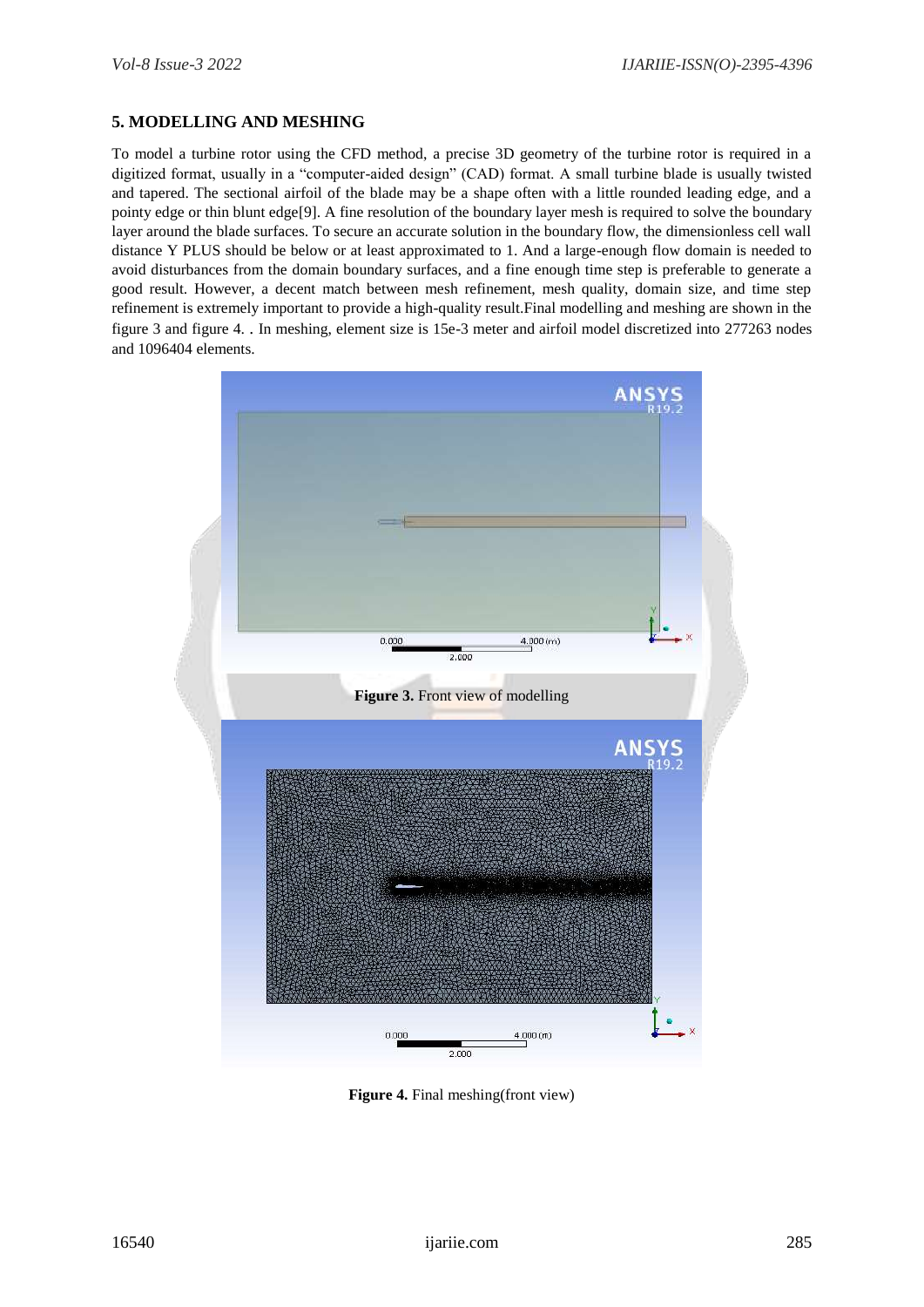## 5. MODELLING AND MESHING

To model a turbine rotor using the CFD method, a precise 3D geometry of the turbine rotor is required in a digitized format, usually in a "computer-aided design" (CAD) format. A small turbine blade is usually twisted and tapered. The sectional airfoil of the blade may be a shape often with a little rounded leading edge, and a pointy edge or thin blunt edge[9]. A fine resolution of the boundary layer mesh is required to solve the boundary layer around the blade surfaces. To secure an accurate solution in the boundary flow, the dimensionless cell wall distance Y PLUS should be below or at least approximated to 1. And a large-enough flow domain is needed to avoid disturbances from the domain boundary surfaces, and a fine enough time step is preferable to generate a good result. However, a decent match between mesh refinement, mesh quality, domain size, and time step refinement is extremely important to provide a high-quality result.Final modelling and meshing are shown in the figure 3 and figure 4. . In meshing, element size is 15e-3 meter and airfoil model discretized into 277263 nodes and 1096404 elements.

**Figure 3.** Front view of modelling

**Figure 4.** Final meshing(front view)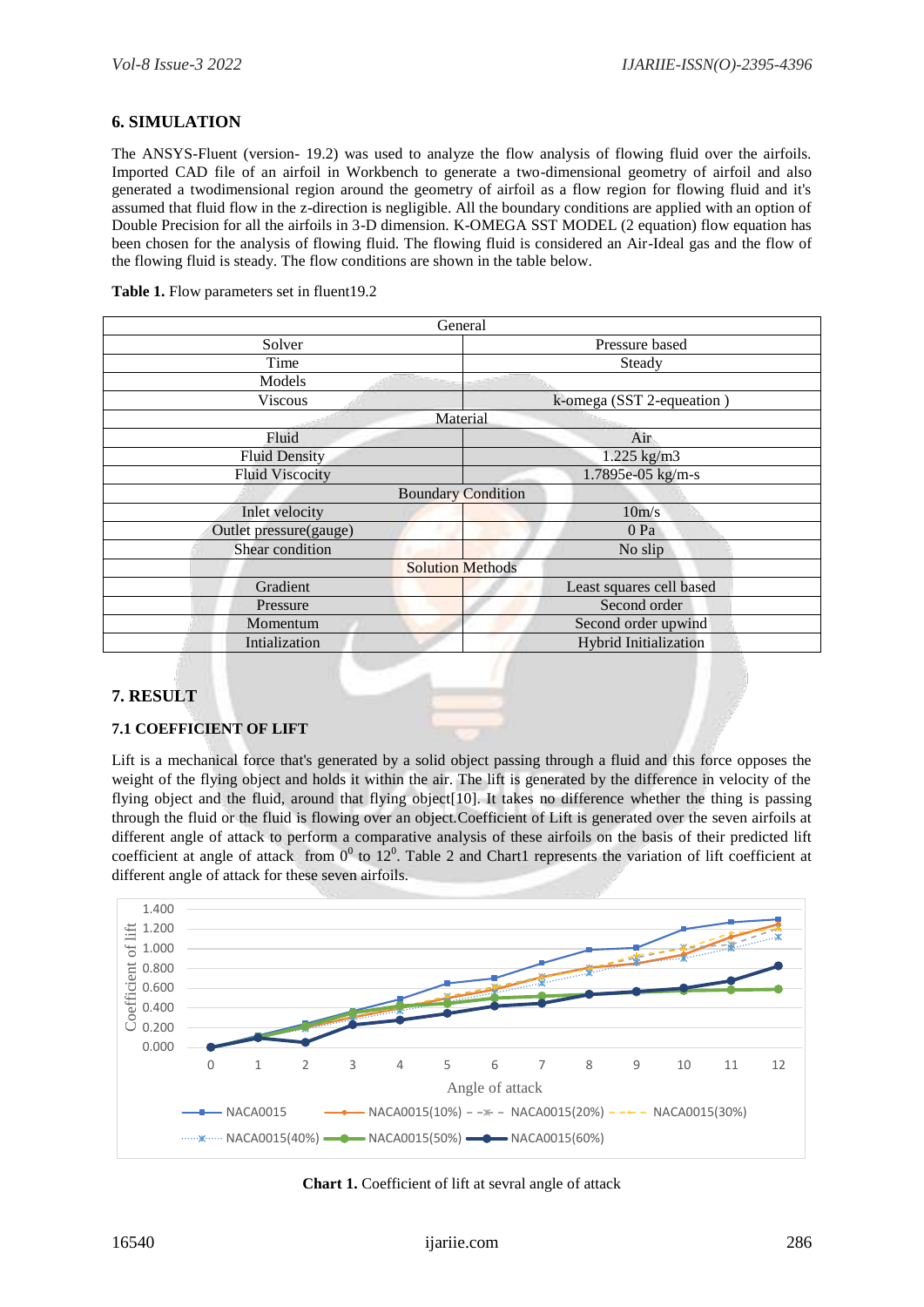## 6. SIMULATION

The ANSYS-Fluent (version- 19.2) was used to analyze the flow analysis of flowing fluid over the airfoils. Imported CAD file of an airfoil in Workbench to generate a two-dimensional geometry of airfoil and also generated a twodimensional region around the geometry of airfoil as a flow region for flowing fluid and it's assumed that fluid flow in the z-direction is negligible. All the boundary conditions are applied with an option of Double Precision for all the airfoils in 3-D dimension. K-OMEGA SST MODEL (2 equation) flow equation has been chosen for the analysis of flowing fluid. The flowing fluid is considered an Air-Ideal gas and the flow of the flowing fluid is steady. The flow conditions are shown in the table below.

**Table 1.** Flow parameters set in fluent19.2

| General | |
|---|---|
| Solver | Pressure based |
| Time | Steady |
| Models | |
| Viscous | k-omega (SST 2-equeation ) |
| Material | |
| Fluid | Air |
| Fluid Density | 1.225 kg/m3 |
| Fluid Viscocity | 1.7895e-05 kg/m-s |
| Boundary Condition | |
| Inlet velocity | 10m/s |
| Outlet pressure(gauge) | 0 Pa |
| Shear condition | No slip |
| Solution Methods | |
| Gradient | Least squares cell based |
| Pressure | Second order |
| Momentum | Second order upwind |
| Intialization | Hybrid Initialization |

## 7. RESULT

### 7.1 COEFFICIENT OF LIFT

Lift is a mechanical force that's generated by a solid object passing through a fluid and this force opposes the weight of the flying object and holds it within the air. The lift is generated by the difference in velocity of the flying object and the fluid, around that flying object[10]. It takes no difference whether the thing is passing through the fluid or the fluid is flowing over an object.Coefficient of Lift is generated over the seven airfoils at different angle of attack to perform a comparative analysis of these airfoils on the basis of their predicted lift coefficient at angle of attack from $0^0$ to $12^0$. Table 2 and Chart1 represents the variation of lift coefficient at different angle of attack for these seven airfoils.

**Chart 1.** Coefficient of lift at sevral angle of attack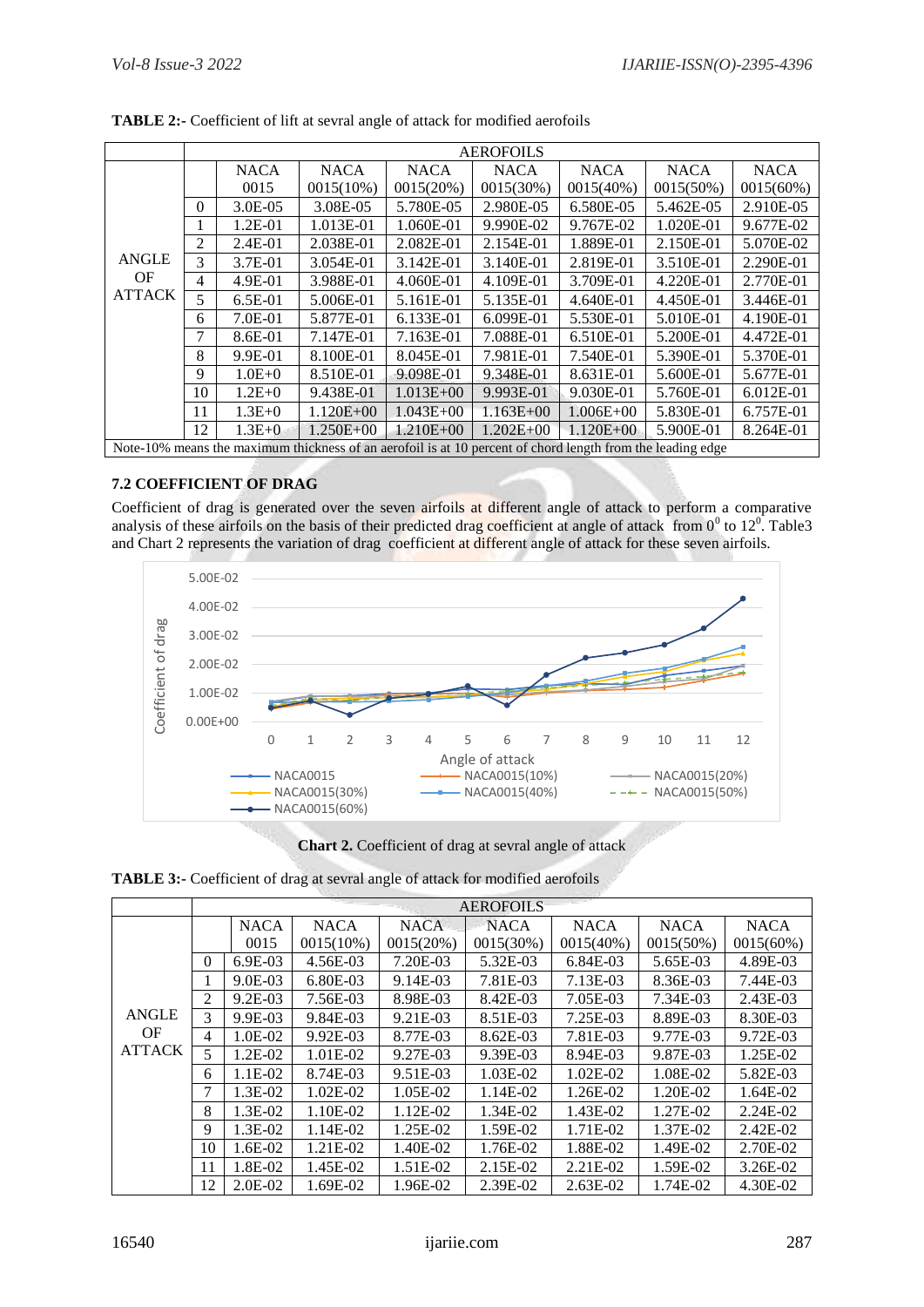**TABLE 2:-** Coefficient of lift at sevral angle of attack for modified aerofoils

| | | AEROFOILS | | | | | | |
|---|---|---|---|---|---|---|---|---|
| | | NACA 0015 | NACA 0015(10%) | NACA 0015(20%) | NACA 0015(30%) | NACA 0015(40%) | NACA 0015(50%) | NACA 0015(60%) |
| ANGLE OF ATTACK | 0 | 3.0E-05 | 3.08E-05 | 5.780E-05 | 2.980E-05 | 6.580E-05 | 5.462E-05 | 2.910E-05 |
| | 1 | 1.2E-01 | 1.013E-01 | 1.060E-01 | 9.990E-02 | 9.767E-02 | 1.020E-01 | 9.677E-02 |
| | 2 | 2.4E-01 | 2.038E-01 | 2.082E-01 | 2.154E-01 | 1.889E-01 | 2.150E-01 | 5.070E-02 |
| | 3 | 3.7E-01 | 3.054E-01 | 3.142E-01 | 3.140E-01 | 2.819E-01 | 3.510E-01 | 2.290E-01 |
| | 4 | 4.9E-01 | 3.988E-01 | 4.060E-01 | 4.109E-01 | 3.709E-01 | 4.220E-01 | 2.770E-01 |
| | 5 | 6.5E-01 | 5.006E-01 | 5.161E-01 | 5.135E-01 | 4.640E-01 | 4.450E-01 | 3.446E-01 |
| | 6 | 7.0E-01 | 5.877E-01 | 6.133E-01 | 6.099E-01 | 5.530E-01 | 5.010E-01 | 4.190E-01 |
| | 7 | 8.6E-01 | 7.147E-01 | 7.163E-01 | 7.088E-01 | 6.510E-01 | 5.200E-01 | 4.472E-01 |
| | 8 | 9.9E-01 | 8.100E-01 | 8.045E-01 | 7.981E-01 | 7.540E-01 | 5.390E-01 | 5.370E-01 |
| | 9 | 1.0E+0 | 8.510E-01 | 9.098E-01 | 9.348E-01 | 8.631E-01 | 5.600E-01 | 5.677E-01 |
| | 10 | 1.2E+0 | 9.438E-01 | 1.013E+00 | 9.993E-01 | 9.030E-01 | 5.760E-01 | 6.012E-01 |
| | 11 | 1.3E+0 | 1.120E+00 | 1.043E+00 | 1.163E+00 | 1.006E+00 | 5.830E-01 | 6.757E-01 |
| | 12 | 1.3E+0 | 1.250E+00 | 1.210E+00 | 1.202E+00 | 1.120E+00 | 5.900E-01 | 8.264E-01 |

Note-10% means the maximum thickness of an aerofoil is at 10 percent of chord length from the leading edge

### 7.2 COEFFICIENT OF DRAG

Coefficient of drag is generated over the seven airfoils at different angle of attack to perform a comparative analysis of these airfoils on the basis of their predicted drag coefficient at angle of attack from $0^0$ to $12^0$. Table3 and Chart 2 represents the variation of drag coefficient at different angle of attack for these seven airfoils.

**Chart 2.** Coefficient of drag at sevral angle of attack

**TABLE 3:-** Coefficient of drag at sevral angle of attack for modified aerofoils

| | | AEROFOILS | | | | | | |
|---|---|---|---|---|---|---|---|---|
| | | NACA 0015 | NACA 0015(10%) | NACA 0015(20%) | NACA 0015(30%) | NACA 0015(40%) | NACA 0015(50%) | NACA 0015(60%) |
| ANGLE OF ATTACK | 0 | 6.9E-03 | 4.56E-03 | 7.20E-03 | 5.32E-03 | 6.84E-03 | 5.65E-03 | 4.89E-03 |
| | 1 | 9.0E-03 | 6.80E-03 | 9.14E-03 | 7.81E-03 | 7.13E-03 | 8.36E-03 | 7.44E-03 |
| | 2 | 9.2E-03 | 7.56E-03 | 8.98E-03 | 8.42E-03 | 7.05E-03 | 7.34E-03 | 2.43E-03 |
| | 3 | 9.9E-03 | 9.84E-03 | 9.21E-03 | 8.51E-03 | 7.25E-03 | 8.89E-03 | 8.30E-03 |
| | 4 | 1.0E-02 | 9.92E-03 | 8.77E-03 | 8.62E-03 | 7.81E-03 | 9.77E-03 | 9.72E-03 |
| | 5 | 1.2E-02 | 1.01E-02 | 9.27E-03 | 9.39E-03 | 8.94E-03 | 9.87E-03 | 1.25E-02 |
| | 6 | 1.1E-02 | 8.74E-03 | 9.51E-03 | 1.03E-02 | 1.02E-02 | 1.08E-02 | 5.82E-03 |
| | 7 | 1.3E-02 | 1.02E-02 | 1.05E-02 | 1.14E-02 | 1.26E-02 | 1.20E-02 | 1.64E-02 |
| | 8 | 1.3E-02 | 1.10E-02 | 1.12E-02 | 1.34E-02 | 1.43E-02 | 1.27E-02 | 2.24E-02 |
| | 9 | 1.3E-02 | 1.14E-02 | 1.25E-02 | 1.59E-02 | 1.71E-02 | 1.37E-02 | 2.42E-02 |
| | 10 | 1.6E-02 | 1.21E-02 | 1.40E-02 | 1.76E-02 | 1.88E-02 | 1.49E-02 | 2.70E-02 |
| | 11 | 1.8E-02 | 1.45E-02 | 1.51E-02 | 2.15E-02 | 2.21E-02 | 1.59E-02 | 3.26E-02 |
| | 12 | 2.0E-02 | 1.69E-02 | 1.96E-02 | 2.39E-02 | 2.63E-02 | 1.74E-02 | 4.30E-02 |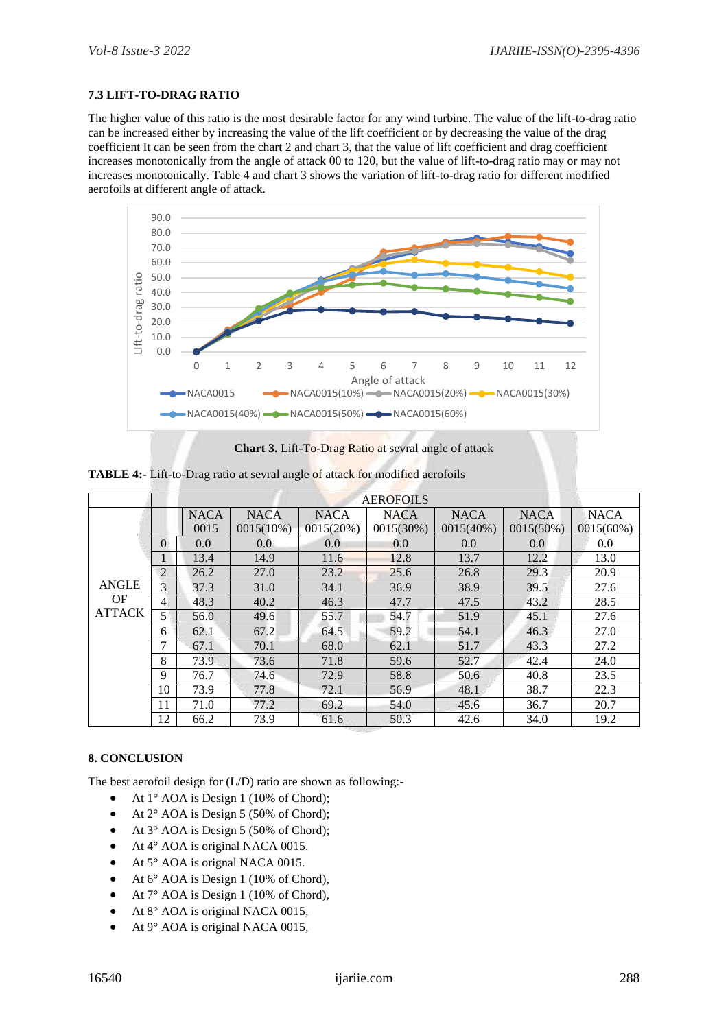### 7.3 LIFT-TO-DRAG RATIO

The higher value of this ratio is the most desirable factor for any wind turbine. The value of the lift-to-drag ratio can be increased either by increasing the value of the lift coefficient or by decreasing the value of the drag coefficient It can be seen from the chart 2 and chart 3, that the value of lift coefficient and drag coefficient increases monotonically from the angle of attack 00 to 120, but the value of lift-to-drag ratio may or may not increases monotonically. Table 4 and chart 3 shows the variation of lift-to-drag ratio for different modified aerofoils at different angle of attack.

**Chart 3.** Lift-To-Drag Ratio at sevral angle of attack

**TABLE 4:-** Lift-to-Drag ratio at sevral angle of attack for modified aerofoils

| | | AEROFOILS | | | | | | |
|---|---|---|---|---|---|---|---|---|
| | | NACA 0015 | NACA 0015(10%) | NACA 0015(20%) | NACA 0015(30%) | NACA 0015(40%) | NACA 0015(50%) | NACA 0015(60%) |
| ANGLE OF ATTACK | 0 | 0.0 | 0.0 | 0.0 | 0.0 | 0.0 | 0.0 | 0.0 |
| | 1 | 13.4 | 14.9 | 11.6 | 12.8 | 13.7 | 12.2 | 13.0 |
| | 2 | 26.2 | 27.0 | 23.2 | 25.6 | 26.8 | 29.3 | 20.9 |
| | 3 | 37.3 | 31.0 | 34.1 | 36.9 | 38.9 | 39.5 | 27.6 |
| | 4 | 48.3 | 40.2 | 46.3 | 47.7 | 47.5 | 43.2 | 28.5 |
| | 5 | 56.0 | 49.6 | 55.7 | 54.7 | 51.9 | 45.1 | 27.6 |
| | 6 | 62.1 | 67.2 | 64.5 | 59.2 | 54.1 | 46.3 | 27.0 |
| | 7 | 67.1 | 70.1 | 68.0 | 62.1 | 51.7 | 43.3 | 27.2 |
| | 8 | 73.9 | 73.6 | 71.8 | 59.6 | 52.7 | 42.4 | 24.0 |
| | 9 | 76.7 | 74.6 | 72.9 | 58.8 | 50.6 | 40.8 | 23.5 |
| | 10 | 73.9 | 77.8 | 72.1 | 56.9 | 48.1 | 38.7 | 22.3 |
| | 11 | 71.0 | 77.2 | 69.2 | 54.0 | 45.6 | 36.7 | 20.7 |
| | 12 | 66.2 | 73.9 | 61.6 | 50.3 | 42.6 | 34.0 | 19.2 |

## 8. CONCLUSION

The best aerofoil design for (L/D) ratio are shown as following:-

- At 1° AOA is Design 1 (10% of Chord);
- At 2° AOA is Design 5 (50% of Chord);
- At 3° AOA is Design 5 (50% of Chord);
- At 4° AOA is original NACA 0015.
- At 5° AOA is orignal NACA 0015.
- At 6° AOA is Design 1 (10% of Chord),
- At 7° AOA is Design 1 (10% of Chord),
- At 8° AOA is original NACA 0015,
- At 9° AOA is original NACA 0015,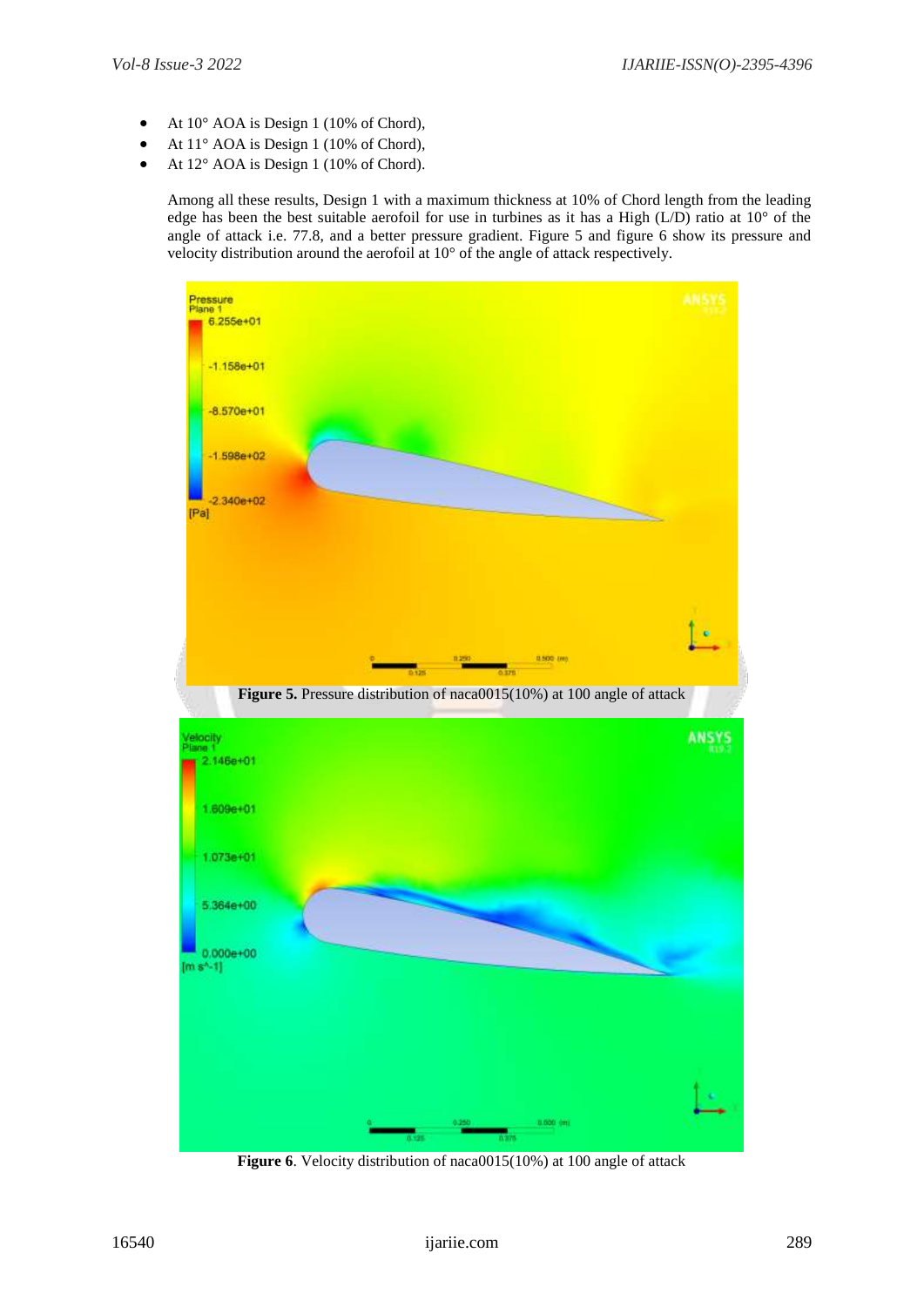- At 10° AOA is Design 1 (10% of Chord),
- At 11° AOA is Design 1 (10% of Chord),
- At 12° AOA is Design 1 (10% of Chord).

Among all these results, Design 1 with a maximum thickness at 10% of Chord length from the leading edge has been the best suitable aerofoil for use in turbines as it has a High (L/D) ratio at 10° of the angle of attack i.e. 77.8, and a better pressure gradient. Figure 5 and figure 6 show its pressure and velocity distribution around the aerofoil at 10° of the angle of attack respectively.

**Figure 5.** Pressure distribution of naca0015(10%) at 100 angle of attack

**Figure 6**. Velocity distribution of naca0015(10%) at 100 angle of attack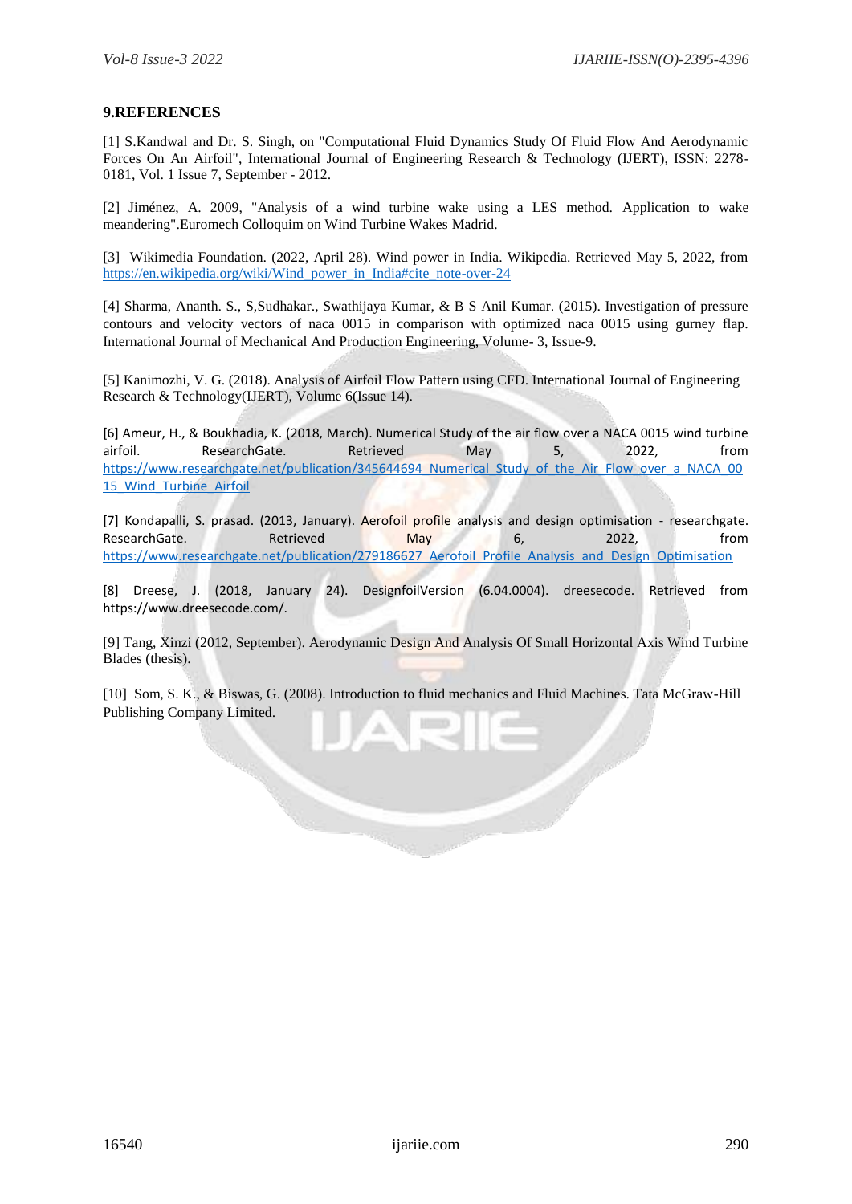## 9.REFERENCES

[1] S.Kandwal and Dr. S. Singh, on "Computational Fluid Dynamics Study Of Fluid Flow And Aerodynamic Forces On An Airfoil", International Journal of Engineering Research & Technology (IJERT), ISSN: 2278-0181, Vol. 1 Issue 7, September - 2012.

[2] Jiménez, A. 2009, "Analysis of a wind turbine wake using a LES method. Application to wake meandering".Euromech Colloquim on Wind Turbine Wakes Madrid.

[3] Wikimedia Foundation. (2022, April 28). Wind power in India. Wikipedia. Retrieved May 5, 2022, from https://en.wikipedia.org/wiki/Wind_power_in_India#cite_note-over-24

[4] Sharma, Ananth. S., S,Sudhakar., Swathijaya Kumar, & B S Anil Kumar. (2015). Investigation of pressure contours and velocity vectors of naca 0015 in comparison with optimized naca 0015 using gurney flap. International Journal of Mechanical And Production Engineering, Volume- 3, Issue-9.

[5] Kanimozhi, V. G. (2018). Analysis of Airfoil Flow Pattern using CFD. International Journal of Engineering Research & Technology(IJERT), Volume 6(Issue 14).

[6] Ameur, H., & Boukhadia, K. (2018, March). Numerical Study of the air flow over a NACA 0015 wind turbine airfoil. ResearchGate. Retrieved May 5, 2022, from https://www.researchgate.net/publication/345644694_Numerical_Study_of_the_Air_Flow_over_a_NACA_0015_Wind_Turbine_Airfoil

[7] Kondapalli, S. prasad. (2013, January). Aerofoil profile analysis and design optimisation - researchgate. ResearchGate. Retrieved May 6, 2022, from https://www.researchgate.net/publication/279186627_Aerofoil_Profile_Analysis_and_Design_Optimisation

[8] Dreese, J. (2018, January 24). DesignfoilVersion (6.04.0004). dreesecode. Retrieved from https://www.dreesecode.com/.

[9] Tang, Xinzi (2012, September). Aerodynamic Design And Analysis Of Small Horizontal Axis Wind Turbine Blades (thesis).

[10] Som, S. K., & Biswas, G. (2008). Introduction to fluid mechanics and Fluid Machines. Tata McGraw-Hill Publishing Company Limited.